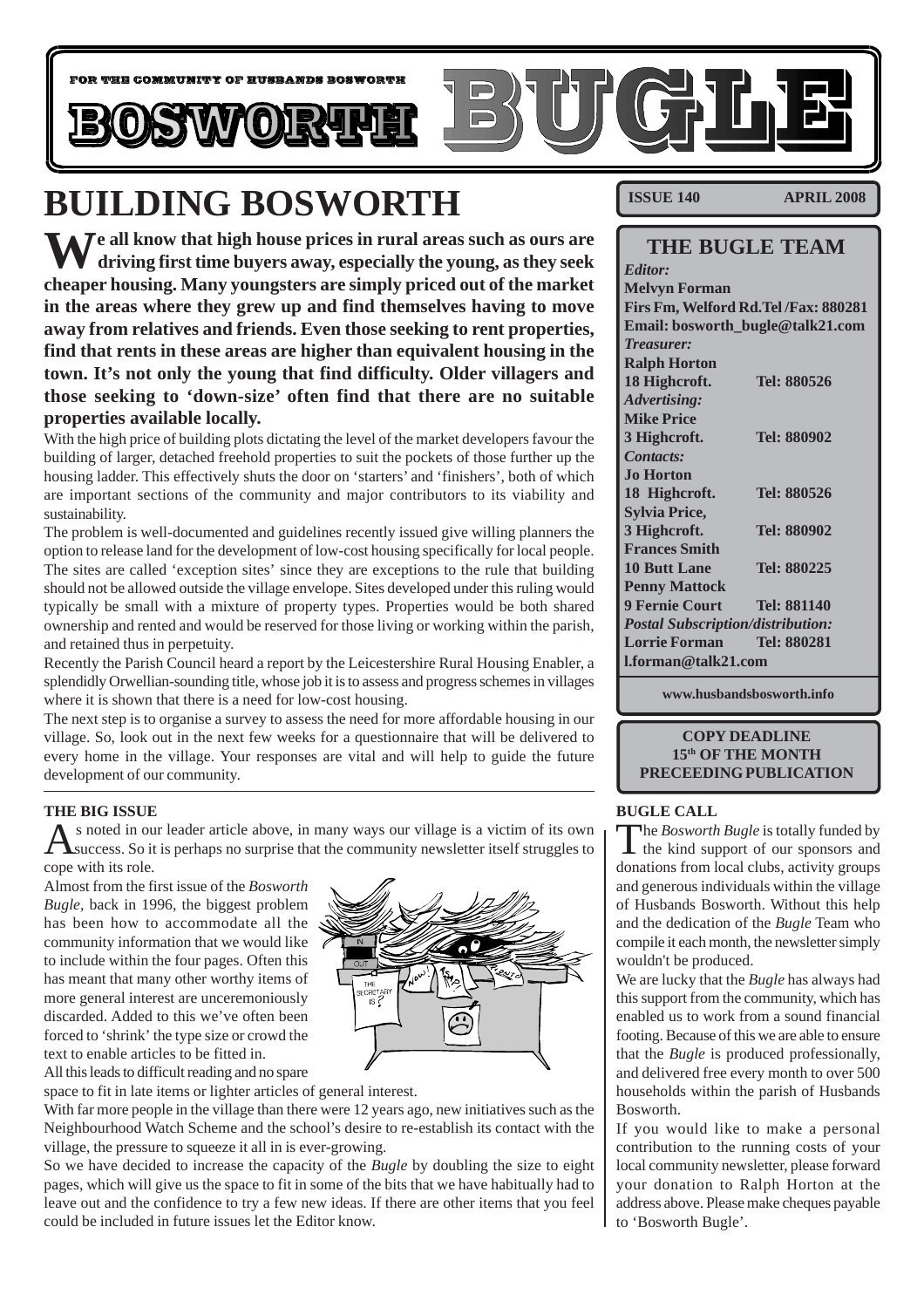FOR THE COMMUNITY OF HUSBANDS BOSWORTH

# BOSWORTH BUGLE

**ISSUE 140** **APRIL 2008**

# BUILDING BOSWORTH

**We all know that high house prices in rural areas such as ours are driving first time buyers away, especially the young, as they seek cheaper housing. Many youngsters are simply priced out of the market in the areas where they grew up and find themselves having to move away from relatives and friends. Even those seeking to rent properties, find that rents in these areas are higher than equivalent housing in the town. It's not only the young that find difficulty. Older villagers and those seeking to 'down-size' often find that there are no suitable properties available locally.**

With the high price of building plots dictating the level of the market developers favour the building of larger, detached freehold properties to suit the pockets of those further up the housing ladder. This effectively shuts the door on 'starters' and 'finishers', both of which are important sections of the community and major contributors to its viability and sustainability.

The problem is well-documented and guidelines recently issued give willing planners the option to release land for the development of low-cost housing specifically for local people. The sites are called 'exception sites' since they are exceptions to the rule that building should not be allowed outside the village envelope. Sites developed under this ruling would typically be small with a mixture of property types. Properties would be both shared ownership and rented and would be reserved for those living or working within the parish, and retained thus in perpetuity.

Recently the Parish Council heard a report by the Leicestershire Rural Housing Enabler, a splendidly Orwellian-sounding title, whose job it is to assess and progress schemes in villages where it is shown that there is a need for low-cost housing.

The next step is to organise a survey to assess the need for more affordable housing in our village. So, look out in the next few weeks for a questionnaire that will be delivered to every home in the village. Your responses are vital and will help to guide the future development of our community.

## THE BIG ISSUE

As noted in our leader article above, in many ways our village is a victim of its own success. So it is perhaps no surprise that the community newsletter itself struggles to cope with its role.

Almost from the first issue of the *Bosworth Bugle*, back in 1996, the biggest problem has been how to accommodate all the community information that we would like to include within the four pages. Often this has meant that many other worthy items of more general interest are unceremoniously discarded. Added to this we've often been forced to 'shrink' the type size or crowd the text to enable articles to be fitted in.

All this leads to difficult reading and no spare space to fit in late items or lighter articles of general interest.

With far more people in the village than there were 12 years ago, new initiatives such as the Neighbourhood Watch Scheme and the school's desire to re-establish its contact with the village, the pressure to squeeze it all in is ever-growing.

So we have decided to increase the capacity of the *Bugle* by doubling the size to eight pages, which will give us the space to fit in some of the bits that we have habitually had to leave out and the confidence to try a few new ideas. If there are other items that you feel could be included in future issues let the Editor know.

## THE BUGLE TEAM

*Editor:*
**Melvyn Forman**
**Firs Fm, Welford Rd.Tel /Fax: 880281**
**Email: bosworth_bugle@talk21.com**

*Treasurer:*
**Ralph Horton**
**18 Highcroft. Tel: 880526**

*Advertising:*
**Mike Price**
**3 Highcroft. Tel: 880902**

*Contacts:*
**Jo Horton**
**18 Highcroft. Tel: 880526**
**Sylvia Price,**
**3 Highcroft. Tel: 880902**
**Frances Smith**
**10 Butt Lane Tel: 880225**
**Penny Mattock**
**9 Fernie Court Tel: 881140**

*Postal Subscription/distribution:*
**Lorrie Forman Tel: 880281**
**l.forman@talk21.com**

**www.husbandsbosworth.info**

**COPY DEADLINE**
**15th OF THE MONTH**
**PRECEEDING PUBLICATION**

## BUGLE CALL

The *Bosworth Bugle* is totally funded by the kind support of our sponsors and donations from local clubs, activity groups and generous individuals within the village of Husbands Bosworth. Without this help and the dedication of the *Bugle* Team who compile it each month, the newsletter simply wouldn't be produced.

We are lucky that the *Bugle* has always had this support from the community, which has enabled us to work from a sound financial footing. Because of this we are able to ensure that the *Bugle* is produced professionally, and delivered free every month to over 500 households within the parish of Husbands Bosworth.

If you would like to make a personal contribution to the running costs of your local community newsletter, please forward your donation to Ralph Horton at the address above. Please make cheques payable to 'Bosworth Bugle'.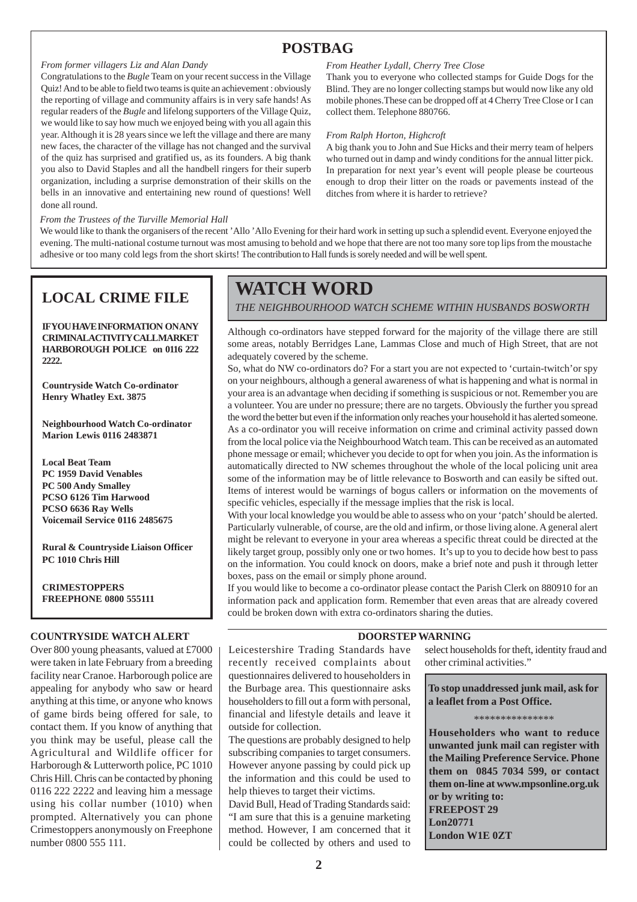# POSTBAG

*From former villagers Liz and Alan Dandy*

Congratulations to the *Bugle* Team on your recent success in the Village Quiz! And to be able to field two teams is quite an achievement : obviously the reporting of village and community affairs is in very safe hands! As regular readers of the *Bugle* and lifelong supporters of the Village Quiz, we would like to say how much we enjoyed being with you all again this year. Although it is 28 years since we left the village and there are many new faces, the character of the village has not changed and the survival of the quiz has surprised and gratified us, as its founders. A big thank you also to David Staples and all the handbell ringers for their superb organization, including a surprise demonstration of their skills on the bells in an innovative and entertaining new round of questions! Well done all round.

*From Heather Lydall, Cherry Tree Close*

Thank you to everyone who collected stamps for Guide Dogs for the Blind. They are no longer collecting stamps but would now like any old mobile phones.These can be dropped off at 4 Cherry Tree Close or I can collect them. Telephone 880766.

*From Ralph Horton, Highcroft*

A big thank you to John and Sue Hicks and their merry team of helpers who turned out in damp and windy conditions for the annual litter pick. In preparation for next year's event will people please be courteous enough to drop their litter on the roads or pavements instead of the ditches from where it is harder to retrieve?

*From the Trustees of the Turville Memorial Hall*

We would like to thank the organisers of the recent 'Allo 'Allo Evening for their hard work in setting up such a splendid event. Everyone enjoyed the evening. The multi-national costume turnout was most amusing to behold and we hope that there are not too many sore top lips from the moustache adhesive or too many cold legs from the short skirts! The contribution to Hall funds is sorely needed and will be well spent.

## LOCAL CRIME FILE

**IF YOU HAVE INFORMATION ON ANY CRIMINAL ACTIVITY CALL MARKET HARBOROUGH POLICE on 0116 222 2222.**

**Countryside Watch Co-ordinator**
**Henry Whatley Ext. 3875**

**Neighbourhood Watch Co-ordinator**
**Marion Lewis 0116 2483871**

**Local Beat Team**
**PC 1959 David Venables**
**PC 500 Andy Smalley**
**PCSO 6126 Tim Harwood**
**PCSO 6636 Ray Wells**
**Voicemail Service 0116 2485675**

**Rural & Countryside Liaison Officer**
**PC 1010 Chris Hill**

**CRIMESTOPPERS**
**FREEPHONE 0800 555111**

## WATCH WORD

*THE NEIGHBOURHOOD WATCH SCHEME WITHIN HUSBANDS BOSWORTH*

Although co-ordinators have stepped forward for the majority of the village there are still some areas, notably Berridges Lane, Lammas Close and much of High Street, that are not adequately covered by the scheme.

So, what do NW co-ordinators do? For a start you are not expected to 'curtain-twitch' or spy on your neighbours, although a general awareness of what is happening and what is normal in your area is an advantage when deciding if something is suspicious or not. Remember you are a volunteer. You are under no pressure; there are no targets. Obviously the further you spread the word the better but even if the information only reaches your household it has alerted someone. As a co-ordinator you will receive information on crime and criminal activity passed down from the local police via the Neighbourhood Watch team. This can be received as an automated phone message or email; whichever you decide to opt for when you join. As the information is automatically directed to NW schemes throughout the whole of the local policing unit area some of the information may be of little relevance to Bosworth and can easily be sifted out. Items of interest would be warnings of bogus callers or information on the movements of specific vehicles, especially if the message implies that the risk is local.

With your local knowledge you would be able to assess who on your 'patch' should be alerted. Particularly vulnerable, of course, are the old and infirm, or those living alone. A general alert might be relevant to everyone in your area whereas a specific threat could be directed at the likely target group, possibly only one or two homes. It's up to you to decide how best to pass on the information. You could knock on doors, make a brief note and push it through letter boxes, pass on the email or simply phone around.

If you would like to become a co-ordinator please contact the Parish Clerk on 880910 for an information pack and application form. Remember that even areas that are already covered could be broken down with extra co-ordinators sharing the duties.

### COUNTRYSIDE WATCH ALERT

Over 800 young pheasants, valued at £7000 were taken in late February from a breeding facility near Cranoe. Harborough police are appealing for anybody who saw or heard anything at this time, or anyone who knows of game birds being offered for sale, to contact them. If you know of anything that you think may be useful, please call the Agricultural and Wildlife officer for Harborough & Lutterworth police, PC 1010 Chris Hill. Chris can be contacted by phoning 0116 222 2222 and leaving him a message using his collar number (1010) when prompted. Alternatively you can phone Crimestoppers anonymously on Freephone number 0800 555 111.

### DOORSTEP WARNING

Leicestershire Trading Standards have recently received complaints about questionnaires delivered to householders in the Burbage area. This questionnaire asks householders to fill out a form with personal, financial and lifestyle details and leave it outside for collection.

The questions are probably designed to help subscribing companies to target consumers. However anyone passing by could pick up the information and this could be used to help thieves to target their victims.

David Bull, Head of Trading Standards said: "I am sure that this is a genuine marketing method. However, I am concerned that it could be collected by others and used to select households for theft, identity fraud and other criminal activities."

**To stop unaddressed junk mail, ask for a leaflet from a Post Office.**

\*\*\*\*\*\*\*\*\*\*\*\*\*\*\*

**Householders who want to reduce unwanted junk mail can register with the Mailing Preference Service. Phone them on 0845 7034 599, or contact them on-line at www.mpsonline.org.uk or by writing to:**
**FREEPOST 29**
**Lon20771**
**London W1E 0ZT**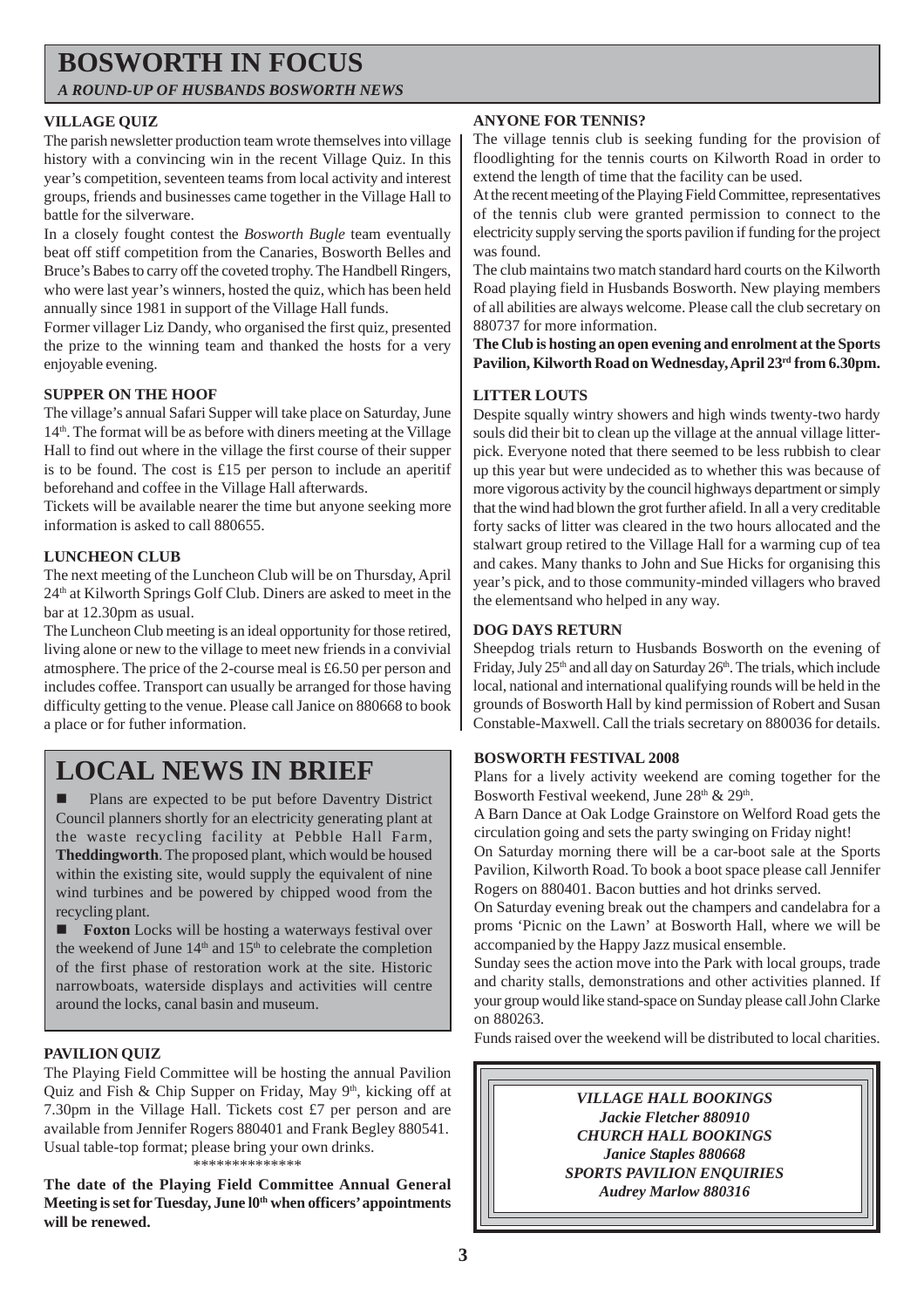# BOSWORTH IN FOCUS

*A ROUND-UP OF HUSBANDS BOSWORTH NEWS*

### VILLAGE QUIZ

The parish newsletter production team wrote themselves into village history with a convincing win in the recent Village Quiz. In this year's competition, seventeen teams from local activity and interest groups, friends and businesses came together in the Village Hall to battle for the silverware.

In a closely fought contest the *Bosworth Bugle* team eventually beat off stiff competition from the Canaries, Bosworth Belles and Bruce's Babes to carry off the coveted trophy. The Handbell Ringers, who were last year's winners, hosted the quiz, which has been held annually since 1981 in support of the Village Hall funds.

Former villager Liz Dandy, who organised the first quiz, presented the prize to the winning team and thanked the hosts for a very enjoyable evening.

### SUPPER ON THE HOOF

The village's annual Safari Supper will take place on Saturday, June 14th. The format will be as before with diners meeting at the Village Hall to find out where in the village the first course of their supper is to be found. The cost is £15 per person to include an aperitif beforehand and coffee in the Village Hall afterwards.

Tickets will be available nearer the time but anyone seeking more information is asked to call 880655.

### LUNCHEON CLUB

The next meeting of the Luncheon Club will be on Thursday, April 24th at Kilworth Springs Golf Club. Diners are asked to meet in the bar at 12.30pm as usual.

The Luncheon Club meeting is an ideal opportunity for those retired, living alone or new to the village to meet new friends in a convivial atmosphere. The price of the 2-course meal is £6.50 per person and includes coffee. Transport can usually be arranged for those having difficulty getting to the venue. Please call Janice on 880668 to book a place or for futher information.

## LOCAL NEWS IN BRIEF

- Plans are expected to be put before Daventry District Council planners shortly for an electricity generating plant at the waste recycling facility at Pebble Hall Farm, **Theddingworth**. The proposed plant, which would be housed within the existing site, would supply the equivalent of nine wind turbines and be powered by chipped wood from the recycling plant.
- **Foxton** Locks will be hosting a waterways festival over the weekend of June 14th and 15th to celebrate the completion of the first phase of restoration work at the site. Historic narrowboats, waterside displays and activities will centre around the locks, canal basin and museum.

### PAVILION QUIZ

The Playing Field Committee will be hosting the annual Pavilion Quiz and Fish & Chip Supper on Friday, May 9th, kicking off at 7.30pm in the Village Hall. Tickets cost £7 per person and are available from Jennifer Rogers 880401 and Frank Begley 880541. Usual table-top format; please bring your own drinks.

**************

**The date of the Playing Field Committee Annual General Meeting is set for Tuesday, June l0th when officers' appointments will be renewed.**

### ANYONE FOR TENNIS?

The village tennis club is seeking funding for the provision of floodlighting for the tennis courts on Kilworth Road in order to extend the length of time that the facility can be used.

At the recent meeting of the Playing Field Committee, representatives of the tennis club were granted permission to connect to the electricity supply serving the sports pavilion if funding for the project was found.

The club maintains two match standard hard courts on the Kilworth Road playing field in Husbands Bosworth. New playing members of all abilities are always welcome. Please call the club secretary on 880737 for more information.

**The Club is hosting an open evening and enrolment at the Sports Pavilion, Kilworth Road on Wednesday, April 23rd from 6.30pm.**

### LITTER LOUTS

Despite squally wintry showers and high winds twenty-two hardy souls did their bit to clean up the village at the annual village litter-pick. Everyone noted that there seemed to be less rubbish to clear up this year but were undecided as to whether this was because of more vigorous activity by the council highways department or simply that the wind had blown the grot further afield. In all a very creditable forty sacks of litter was cleared in the two hours allocated and the stalwart group retired to the Village Hall for a warming cup of tea and cakes. Many thanks to John and Sue Hicks for organising this year's pick, and to those community-minded villagers who braved the elementsand who helped in any way.

### DOG DAYS RETURN

Sheepdog trials return to Husbands Bosworth on the evening of Friday, July 25th and all day on Saturday 26th. The trials, which include local, national and international qualifying rounds will be held in the grounds of Bosworth Hall by kind permission of Robert and Susan Constable-Maxwell. Call the trials secretary on 880036 for details.

### BOSWORTH FESTIVAL 2008

Plans for a lively activity weekend are coming together for the Bosworth Festival weekend, June 28th & 29th.

A Barn Dance at Oak Lodge Grainstore on Welford Road gets the circulation going and sets the party swinging on Friday night!

On Saturday morning there will be a car-boot sale at the Sports Pavilion, Kilworth Road. To book a boot space please call Jennifer Rogers on 880401. Bacon butties and hot drinks served.

On Saturday evening break out the champers and candelabra for a proms 'Picnic on the Lawn' at Bosworth Hall, where we will be accompanied by the Happy Jazz musical ensemble.

Sunday sees the action move into the Park with local groups, trade and charity stalls, demonstrations and other activities planned. If your group would like stand-space on Sunday please call John Clarke on 880263.

Funds raised over the weekend will be distributed to local charities.

*VILLAGE HALL BOOKINGS*
*Jackie Fletcher 880910*
*CHURCH HALL BOOKINGS*
*Janice Staples 880668*
*SPORTS PAVILION ENQUIRIES*
*Audrey Marlow 880316*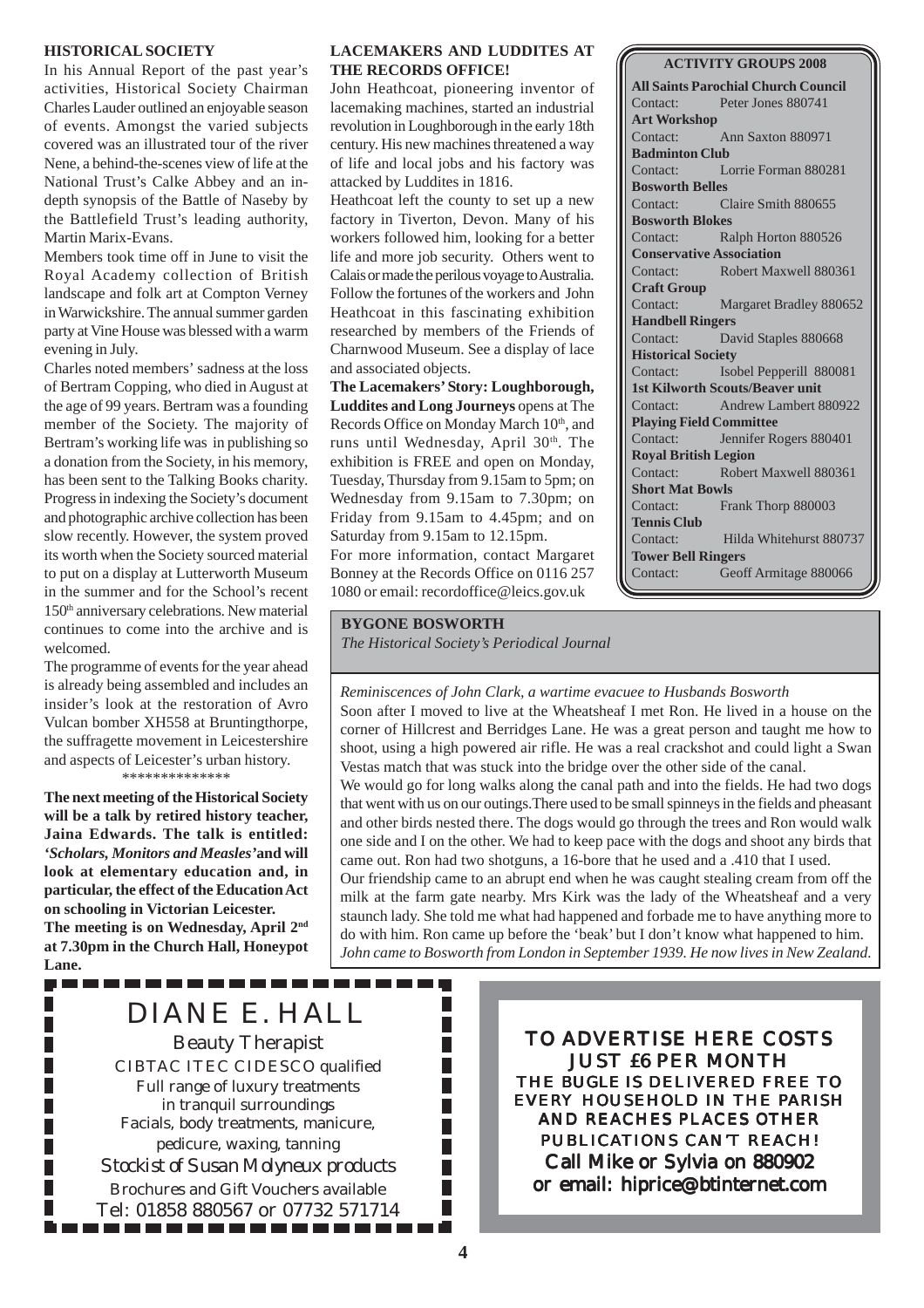## HISTORICAL SOCIETY

In his Annual Report of the past year's activities, Historical Society Chairman Charles Lauder outlined an enjoyable season of events. Amongst the varied subjects covered was an illustrated tour of the river Nene, a behind-the-scenes view of life at the National Trust's Calke Abbey and an in-depth synopsis of the Battle of Naseby by the Battlefield Trust's leading authority, Martin Marix-Evans.

Members took time off in June to visit the Royal Academy collection of British landscape and folk art at Compton Verney in Warwickshire. The annual summer garden party at Vine House was blessed with a warm evening in July.

Charles noted members' sadness at the loss of Bertram Copping, who died in August at the age of 99 years. Bertram was a founding member of the Society. The majority of Bertram's working life was in publishing so a donation from the Society, in his memory, has been sent to the Talking Books charity. Progress in indexing the Society's document and photographic archive collection has been slow recently. However, the system proved its worth when the Society sourced material to put on a display at Lutterworth Museum in the summer and for the School's recent 150th anniversary celebrations. New material continues to come into the archive and is welcomed.

The programme of events for the year ahead is already being assembled and includes an insider's look at the restoration of Avro Vulcan bomber XH558 at Bruntingthorpe, the suffragette movement in Leicestershire and aspects of Leicester's urban history.

\*\*\*\*\*\*\*\*\*\*\*\*\*\*

**The next meeting of the Historical Society will be a talk by retired history teacher, Jaina Edwards. The talk is entitled: *'Scholars, Monitors and Measles'* and will look at elementary education and, in particular, the effect of the Education Act on schooling in Victorian Leicester.**

**The meeting is on Wednesday, April 2nd at 7.30pm in the Church Hall, Honeypot Lane.**

## LACEMAKERS AND LUDDITES AT THE RECORDS OFFICE!

John Heathcoat, pioneering inventor of lacemaking machines, started an industrial revolution in Loughborough in the early 18th century. His new machines threatened a way of life and local jobs and his factory was attacked by Luddites in 1816.

Heathcoat left the county to set up a new factory in Tiverton, Devon. Many of his workers followed him, looking for a better life and more job security. Others went to Calais or made the perilous voyage to Australia. Follow the fortunes of the workers and John Heathcoat in this fascinating exhibition researched by members of the Friends of Charnwood Museum. See a display of lace and associated objects.

**The Lacemakers' Story: Loughborough, Luddites and Long Journeys** opens at The Records Office on Monday March 10th, and runs until Wednesday, April 30th. The exhibition is FREE and open on Monday, Tuesday, Thursday from 9.15am to 5pm; on Wednesday from 9.15am to 7.30pm; on Friday from 9.15am to 4.45pm; and on Saturday from 9.15am to 12.15pm.

For more information, contact Margaret Bonney at the Records Office on 0116 257 1080 or email: recordoffice@leics.gov.uk

## ACTIVITY GROUPS 2008

**All Saints Parochial Church Council**
Contact: Peter Jones 880741

**Art Workshop**
Contact: Ann Saxton 880971

**Badminton Club**
Contact: Lorrie Forman 880281

**Bosworth Belles**
Contact: Claire Smith 880655

**Bosworth Blokes**
Contact: Ralph Horton 880526

**Conservative Association**
Contact: Robert Maxwell 880361

**Craft Group**
Contact: Margaret Bradley 880652

**Handbell Ringers**
Contact: David Staples 880668

**Historical Society**
Contact: Isobel Pepperill 880081

**1st Kilworth Scouts/Beaver unit**
Contact: Andrew Lambert 880922

**Playing Field Committee**
Contact: Jennifer Rogers 880401

**Royal British Legion**
Contact: Robert Maxwell 880361

**Short Mat Bowls**
Contact: Frank Thorp 880003

**Tennis Club**
Contact: Hilda Whitehurst 880737

**Tower Bell Ringers**
Contact: Geoff Armitage 880066

## BYGONE BOSWORTH

*The Historical Society's Periodical Journal*

*Reminiscences of John Clark, a wartime evacuee to Husbands Bosworth*

Soon after I moved to live at the Wheatsheaf I met Ron. He lived in a house on the corner of Hillcrest and Berridges Lane. He was a great person and taught me how to shoot, using a high powered air rifle. He was a real crackshot and could light a Swan Vestas match that was stuck into the bridge over the other side of the canal.

We would go for long walks along the canal path and into the fields. He had two dogs that went with us on our outings. There used to be small spinneys in the fields and pheasant and other birds nested there. The dogs would go through the trees and Ron would walk one side and I on the other. We had to keep pace with the dogs and shoot any birds that came out. Ron had two shotguns, a 16-bore that he used and a .410 that I used.

Our friendship came to an abrupt end when he was caught stealing cream from off the milk at the farm gate nearby. Mrs Kirk was the lady of the Wheatsheaf and a very staunch lady. She told me what had happened and forbade me to have anything more to do with him. Ron came up before the 'beak' but I don't know what happened to him.

*John came to Bosworth from London in September 1939. He now lives in New Zealand.*

---

DIANE E. HALL
Beauty Therapist
CIBTAC ITEC CIDESCO qualified
Full range of luxury treatments in tranquil surroundings
Facials, body treatments, manicure, pedicure, waxing, tanning
*Stockist of Susan Molyneux products*
Brochures and Gift Vouchers available
Tel: 01858 880567 or 07732 571714

---

**TO ADVERTISE HERE COSTS JUST £6 PER MONTH**
THE BUGLE IS DELIVERED FREE TO EVERY HOUSEHOLD IN THE PARISH AND REACHES PLACES OTHER PUBLICATIONS CAN'T REACH!
**Call Mike or Sylvia on 880902 or email: hiprice@btinternet.com**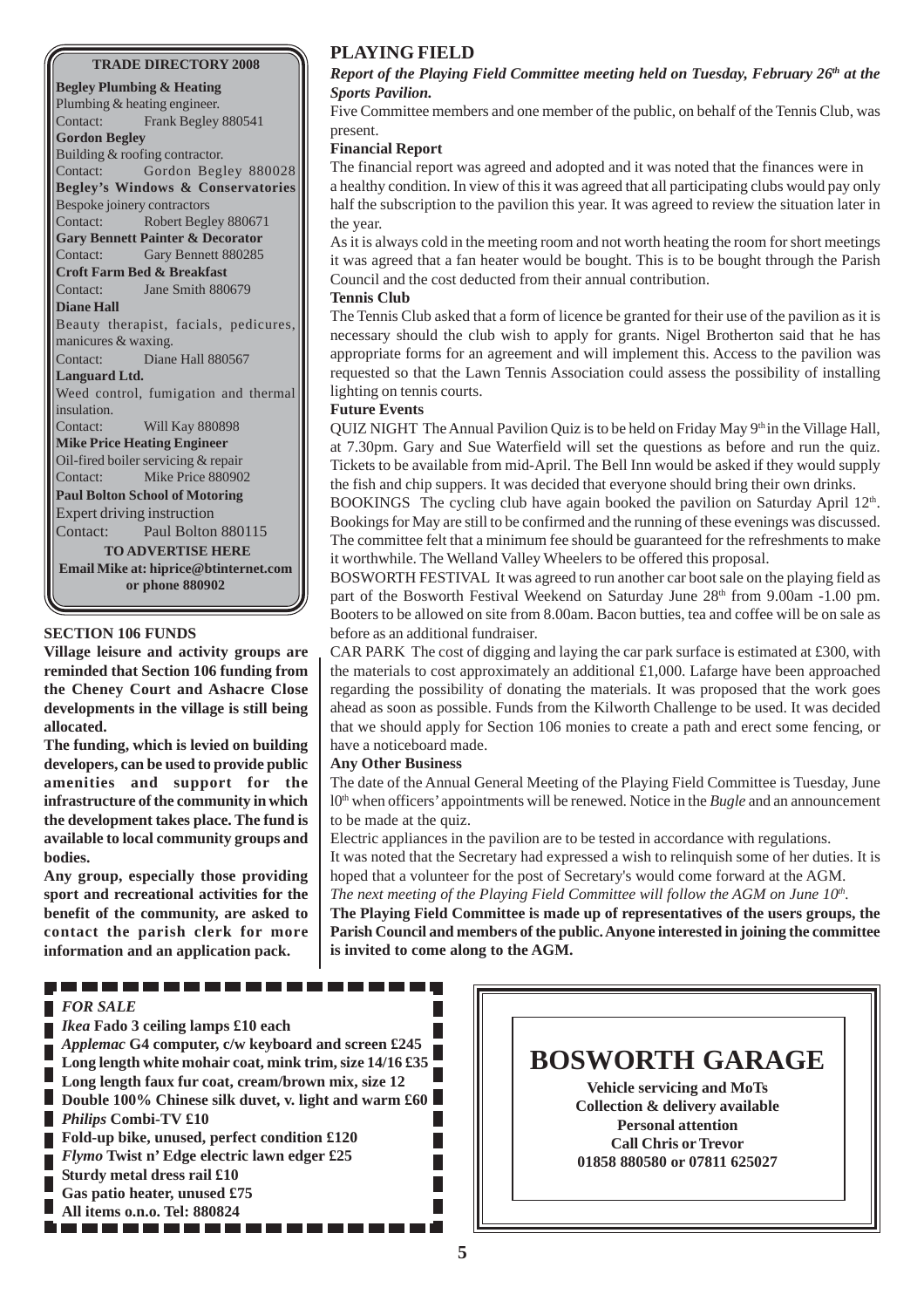## TRADE DIRECTORY 2008

**Begley Plumbing & Heating**
Plumbing & heating engineer.
Contact: Frank Begley 880541

**Gordon Begley**
Building & roofing contractor.
Contact: Gordon Begley 880028

**Begley's Windows & Conservatories**
Bespoke joinery contractors
Contact: Robert Begley 880671

**Gary Bennett Painter & Decorator**
Contact: Gary Bennett 880285

**Croft Farm Bed & Breakfast**
Contact: Jane Smith 880679

**Diane Hall**
Beauty therapist, facials, pedicures, manicures & waxing.
Contact: Diane Hall 880567

**Languard Ltd.**
Weed control, fumigation and thermal insulation.
Contact: Will Kay 880898

**Mike Price Heating Engineer**
Oil-fired boiler servicing & repair
Contact: Mike Price 880902

**Paul Bolton School of Motoring**
Expert driving instruction
Contact: Paul Bolton 880115

**TO ADVERTISE HERE**
**Email Mike at: hiprice@btinternet.com or phone 880902**

### SECTION 106 FUNDS

**Village leisure and activity groups are reminded that Section 106 funding from the Cheney Court and Ashacre Close developments in the village is still being allocated.**

**The funding, which is levied on building developers, can be used to provide public amenities and support for the infrastructure of the community in which the development takes place. The fund is available to local community groups and bodies.**

**Any group, especially those providing sport and recreational activities for the benefit of the community, are asked to contact the parish clerk for more information and an application pack.**

## PLAYING FIELD

***Report of the Playing Field Committee meeting held on Tuesday, February 26th at the Sports Pavilion.***

Five Committee members and one member of the public, on behalf of the Tennis Club, was present.

**Financial Report**

The financial report was agreed and adopted and it was noted that the finances were in a healthy condition. In view of this it was agreed that all participating clubs would pay only half the subscription to the pavilion this year. It was agreed to review the situation later in the year.

As it is always cold in the meeting room and not worth heating the room for short meetings it was agreed that a fan heater would be bought. This is to be bought through the Parish Council and the cost deducted from their annual contribution.

**Tennis Club**

The Tennis Club asked that a form of licence be granted for their use of the pavilion as it is necessary should the club wish to apply for grants. Nigel Brotherton said that he has appropriate forms for an agreement and will implement this. Access to the pavilion was requested so that the Lawn Tennis Association could assess the possibility of installing lighting on tennis courts.

**Future Events**

QUIZ NIGHT The Annual Pavilion Quiz is to be held on Friday May 9th in the Village Hall, at 7.30pm. Gary and Sue Waterfield will set the questions as before and run the quiz. Tickets to be available from mid-April. The Bell Inn would be asked if they would supply the fish and chip suppers. It was decided that everyone should bring their own drinks.

BOOKINGS The cycling club have again booked the pavilion on Saturday April 12th. Bookings for May are still to be confirmed and the running of these evenings was discussed. The committee felt that a minimum fee should be guaranteed for the refreshments to make it worthwhile. The Welland Valley Wheelers to be offered this proposal.

BOSWORTH FESTIVAL It was agreed to run another car boot sale on the playing field as part of the Bosworth Festival Weekend on Saturday June 28th from 9.00am -1.00 pm. Booters to be allowed on site from 8.00am. Bacon butties, tea and coffee will be on sale as before as an additional fundraiser.

CAR PARK The cost of digging and laying the car park surface is estimated at £300, with the materials to cost approximately an additional £1,000. Lafarge have been approached regarding the possibility of donating the materials. It was proposed that the work goes ahead as soon as possible. Funds from the Kilworth Challenge to be used. It was decided that we should apply for Section 106 monies to create a path and erect some fencing, or have a noticeboard made.

**Any Other Business**

The date of the Annual General Meeting of the Playing Field Committee is Tuesday, June 10th when officers' appointments will be renewed. Notice in the *Bugle* and an announcement to be made at the quiz.

Electric appliances in the pavilion are to be tested in accordance with regulations.

It was noted that the Secretary had expressed a wish to relinquish some of her duties. It is hoped that a volunteer for the post of Secretary's would come forward at the AGM.

*The next meeting of the Playing Field Committee will follow the AGM on June 10th.*

**The Playing Field Committee is made up of representatives of the users groups, the Parish Council and members of the public. Anyone interested in joining the committee is invited to come along to the AGM.**

***FOR SALE***

***Ikea*** **Fado 3 ceiling lamps £10 each**
***Applemac*** **G4 computer, c/w keyboard and screen £245**
**Long length white mohair coat, mink trim, size 14/16 £35**
**Long length faux fur coat, cream/brown mix, size 12**
**Double 100% Chinese silk duvet, v. light and warm £60**
***Philips*** **Combi-TV £10**
**Fold-up bike, unused, perfect condition £120**
***Flymo*** **Twist n' Edge electric lawn edger £25**
**Sturdy metal dress rail £10**
**Gas patio heater, unused £75**
**All items o.n.o. Tel: 880824**

## BOSWORTH GARAGE

**Vehicle servicing and MoTs**
**Collection & delivery available**
**Personal attention**
**Call Chris or Trevor**
**01858 880580 or 07811 625027**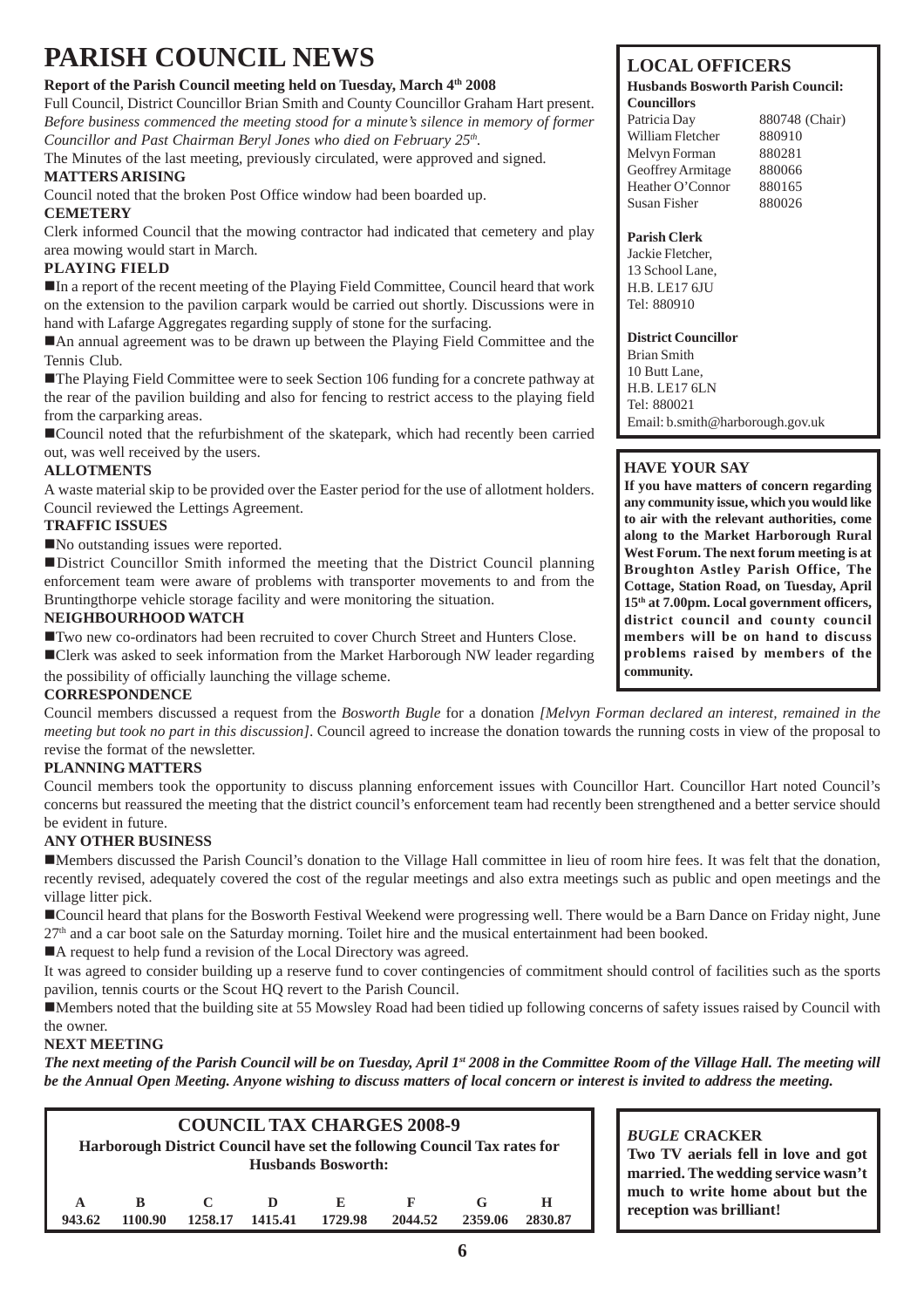# PARISH COUNCIL NEWS

**Report of the Parish Council meeting held on Tuesday, March 4th 2008**

Full Council, District Councillor Brian Smith and County Councillor Graham Hart present. *Before business commenced the meeting stood for a minute's silence in memory of former Councillor and Past Chairman Beryl Jones who died on February 25th.*

The Minutes of the last meeting, previously circulated, were approved and signed.

**MATTERS ARISING**

Council noted that the broken Post Office window had been boarded up.

**CEMETERY**

Clerk informed Council that the mowing contractor had indicated that cemetery and play area mowing would start in March.

**PLAYING FIELD**

- In a report of the recent meeting of the Playing Field Committee, Council heard that work on the extension to the pavilion carpark would be carried out shortly. Discussions were in hand with Lafarge Aggregates regarding supply of stone for the surfacing.
- An annual agreement was to be drawn up between the Playing Field Committee and the Tennis Club.
- The Playing Field Committee were to seek Section 106 funding for a concrete pathway at the rear of the pavilion building and also for fencing to restrict access to the playing field from the carparking areas.
- Council noted that the refurbishment of the skatepark, which had recently been carried out, was well received by the users.

**ALLOTMENTS**

A waste material skip to be provided over the Easter period for the use of allotment holders. Council reviewed the Lettings Agreement.

**TRAFFIC ISSUES**

- No outstanding issues were reported.
- District Councillor Smith informed the meeting that the District Council planning enforcement team were aware of problems with transporter movements to and from the Bruntingthorpe vehicle storage facility and were monitoring the situation.

**NEIGHBOURHOOD WATCH**

- Two new co-ordinators had been recruited to cover Church Street and Hunters Close.
- Clerk was asked to seek information from the Market Harborough NW leader regarding the possibility of officially launching the village scheme.

**CORRESPONDENCE**

Council members discussed a request from the *Bosworth Bugle* for a donation *[Melvyn Forman declared an interest, remained in the meeting but took no part in this discussion]*. Council agreed to increase the donation towards the running costs in view of the proposal to revise the format of the newsletter.

**PLANNING MATTERS**

Council members took the opportunity to discuss planning enforcement issues with Councillor Hart. Councillor Hart noted Council's concerns but reassured the meeting that the district council's enforcement team had recently been strengthened and a better service should be evident in future.

**ANY OTHER BUSINESS**

- Members discussed the Parish Council's donation to the Village Hall committee in lieu of room hire fees. It was felt that the donation, recently revised, adequately covered the cost of the regular meetings and also extra meetings such as public and open meetings and the village litter pick.
- Council heard that plans for the Bosworth Festival Weekend were progressing well. There would be a Barn Dance on Friday night, June 27th and a car boot sale on the Saturday morning. Toilet hire and the musical entertainment had been booked.
- A request to help fund a revision of the Local Directory was agreed.

It was agreed to consider building up a reserve fund to cover contingencies of commitment should control of facilities such as the sports pavilion, tennis courts or the Scout HQ revert to the Parish Council.

- Members noted that the building site at 55 Mowsley Road had been tidied up following concerns of safety issues raised by Council with the owner.

**NEXT MEETING**

***The next meeting of the Parish Council will be on Tuesday, April 1st 2008 in the Committee Room of the Village Hall. The meeting will be the Annual Open Meeting. Anyone wishing to discuss matters of local concern or interest is invited to address the meeting.***

## LOCAL OFFICERS

**Husbands Bosworth Parish Council: Councillors**

| Name | Tel |
|---|---|
| Patricia Day | 880748 (Chair) |
| William Fletcher | 880910 |
| Melvyn Forman | 880281 |
| Geoffrey Armitage | 880066 |
| Heather O'Connor | 880165 |
| Susan Fisher | 880026 |

**Parish Clerk**
Jackie Fletcher,
13 School Lane,
H.B. LE17 6JU
Tel: 880910

**District Councillor**
Brian Smith
10 Butt Lane,
H.B. LE17 6LN
Tel: 880021
Email: b.smith@harborough.gov.uk

## HAVE YOUR SAY

**If you have matters of concern regarding any community issue, which you would like to air with the relevant authorities, come along to the Market Harborough Rural West Forum. The next forum meeting is at Broughton Astley Parish Office, The Cottage, Station Road, on Tuesday, April 15th at 7.00pm. Local government officers, district council and county council members will be on hand to discuss problems raised by members of the community.**

## COUNCIL TAX CHARGES 2008-9

**Harborough District Council have set the following Council Tax rates for Husbands Bosworth:**

| A | B | C | D | E | F | G | H |
|---|---|---|---|---|---|---|---|
| 943.62 | 1100.90 | 1258.17 | 1415.41 | 1729.98 | 2044.52 | 2359.06 | 2830.87 |

## *BUGLE* CRACKER

**Two TV aerials fell in love and got married. The wedding service wasn't much to write home about but the reception was brilliant!**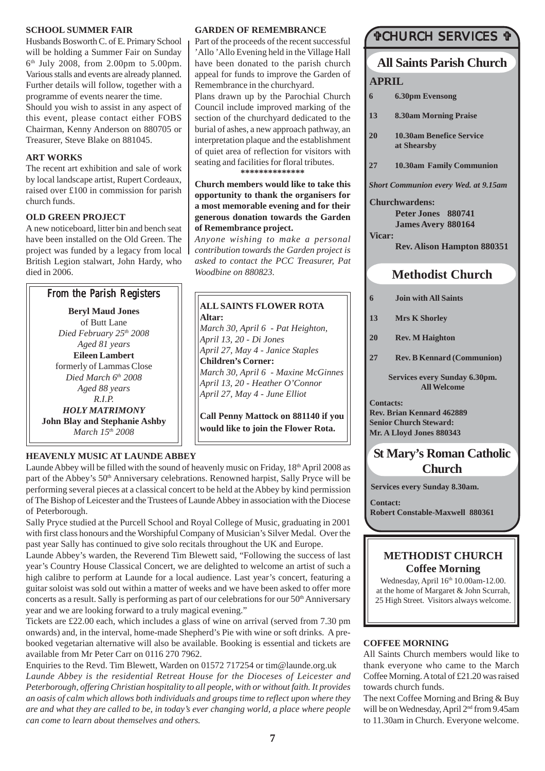## SCHOOL SUMMER FAIR

Husbands Bosworth C. of E. Primary School will be holding a Summer Fair on Sunday 6th July 2008, from 2.00pm to 5.00pm. Various stalls and events are already planned. Further details will follow, together with a programme of events nearer the time.

Should you wish to assist in any aspect of this event, please contact either FOBS Chairman, Kenny Anderson on 880705 or Treasurer, Steve Blake on 881045.

## ART WORKS

The recent art exhibition and sale of work by local landscape artist, Rupert Cordeaux, raised over £100 in commission for parish church funds.

## OLD GREEN PROJECT

A new noticeboard, litter bin and bench seat have been installed on the Old Green. The project was funded by a legacy from local British Legion stalwart, John Hardy, who died in 2006.

## From the Parish Registers

**Beryl Maud Jones**
of Butt Lane
*Died February 25th 2008*
*Aged 81 years*

**Eileen Lambert**
formerly of Lammas Close
*Died March 6th 2008*
*Aged 88 years*
*R.I.P.*

***HOLY MATRIMONY***
**John Blay and Stephanie Ashby**
*March 15th 2008*

## GARDEN OF REMEMBRANCE

Part of the proceeds of the recent successful 'Allo 'Allo Evening held in the Village Hall have been donated to the parish church appeal for funds to improve the Garden of Remembrance in the churchyard.

Plans drawn up by the Parochial Church Council include improved marking of the section of the churchyard dedicated to the burial of ashes, a new approach pathway, an interpretation plaque and the establishment of quiet area of reflection for visitors with seating and facilities for floral tributes.

**************

**Church members would like to take this opportunity to thank the organisers for a most memorable evening and for their generous donation towards the Garden of Remembrance project.**

*Anyone wishing to make a personal contribution towards the Garden project is asked to contact the PCC Treasurer, Pat Woodbine on 880823.*

## ALL SAINTS FLOWER ROTA

**Altar:**
*March 30, April 6 - Pat Heighton,*
*April 13, 20 - Di Jones*
*April 27, May 4 - Janice Staples*

**Children's Corner:**
*March 30, April 6 - Maxine McGinnes*
*April 13, 20 - Heather O'Connor*
*April 27, May 4 - June Elliot*

**Call Penny Mattock on 881140 if you would like to join the Flower Rota.**

## HEAVENLY MUSIC AT LAUNDE ABBEY

Launde Abbey will be filled with the sound of heavenly music on Friday, 18th April 2008 as part of the Abbey's 50th Anniversary celebrations. Renowned harpist, Sally Pryce will be performing several pieces at a classical concert to be held at the Abbey by kind permission of The Bishop of Leicester and the Trustees of Launde Abbey in association with the Diocese of Peterborough.

Sally Pryce studied at the Purcell School and Royal College of Music, graduating in 2001 with first class honours and the Worshipful Company of Musician's Silver Medal. Over the past year Sally has continued to give solo recitals throughout the UK and Europe.

Launde Abbey's warden, the Reverend Tim Blewett said, "Following the success of last year's Country House Classical Concert, we are delighted to welcome an artist of such a high calibre to perform at Launde for a local audience. Last year's concert, featuring a guitar soloist was sold out within a matter of weeks and we have been asked to offer more concerts as a result. Sally is performing as part of our celebrations for our 50th Anniversary year and we are looking forward to a truly magical evening."

Tickets are £22.00 each, which includes a glass of wine on arrival (served from 7.30 pm onwards) and, in the interval, home-made Shepherd's Pie with wine or soft drinks. A pre-booked vegetarian alternative will also be available. Booking is essential and tickets are available from Mr Peter Carr on 0116 270 7962.

Enquiries to the Revd. Tim Blewett, Warden on 01572 717254 or tim@launde.org.uk

*Launde Abbey is the residential Retreat House for the Dioceses of Leicester and Peterborough, offering Christian hospitality to all people, with or without faith. It provides an oasis of calm which allows both individuals and groups time to reflect upon where they are and what they are called to be, in today's ever changing world, a place where people can come to learn about themselves and others.*

## ✞CHURCH SERVICES ✞

### All Saints Parish Church

**APRIL**

**6** **6.30pm Evensong**

**13** **8.30am Morning Praise**

**20** **10.30am Benefice Service at Shearsby**

**27** **10.30am Family Communion**

***Short Communion every Wed. at 9.15am***

**Churchwardens:**
**Peter Jones 880741**
**James Avery 880164**

**Vicar:**
**Rev. Alison Hampton 880351**

### Methodist Church

**6** **Join with All Saints**

**13** **Mrs K Shorley**

**20** **Rev. M Haighton**

**27** **Rev. B Kennard (Communion)**

**Services every Sunday 6.30pm. All Welcome**

**Contacts:**
**Rev. Brian Kennard 462889**
**Senior Church Steward:**
**Mr. A Lloyd Jones 880343**

### St Mary's Roman Catholic Church

**Services every Sunday 8.30am.**

**Contact:**
**Robert Constable-Maxwell 880361**

## METHODIST CHURCH Coffee Morning

Wednesday, April 16th 10.00am-12.00.
at the home of Margaret & John Scurrah, 25 High Street. Visitors always welcome.

## COFFEE MORNING

All Saints Church members would like to thank everyone who came to the March Coffee Morning. A total of £21.20 was raised towards church funds.

The next Coffee Morning and Bring & Buy will be on Wednesday, April 2nd from 9.45am to 11.30am in Church. Everyone welcome.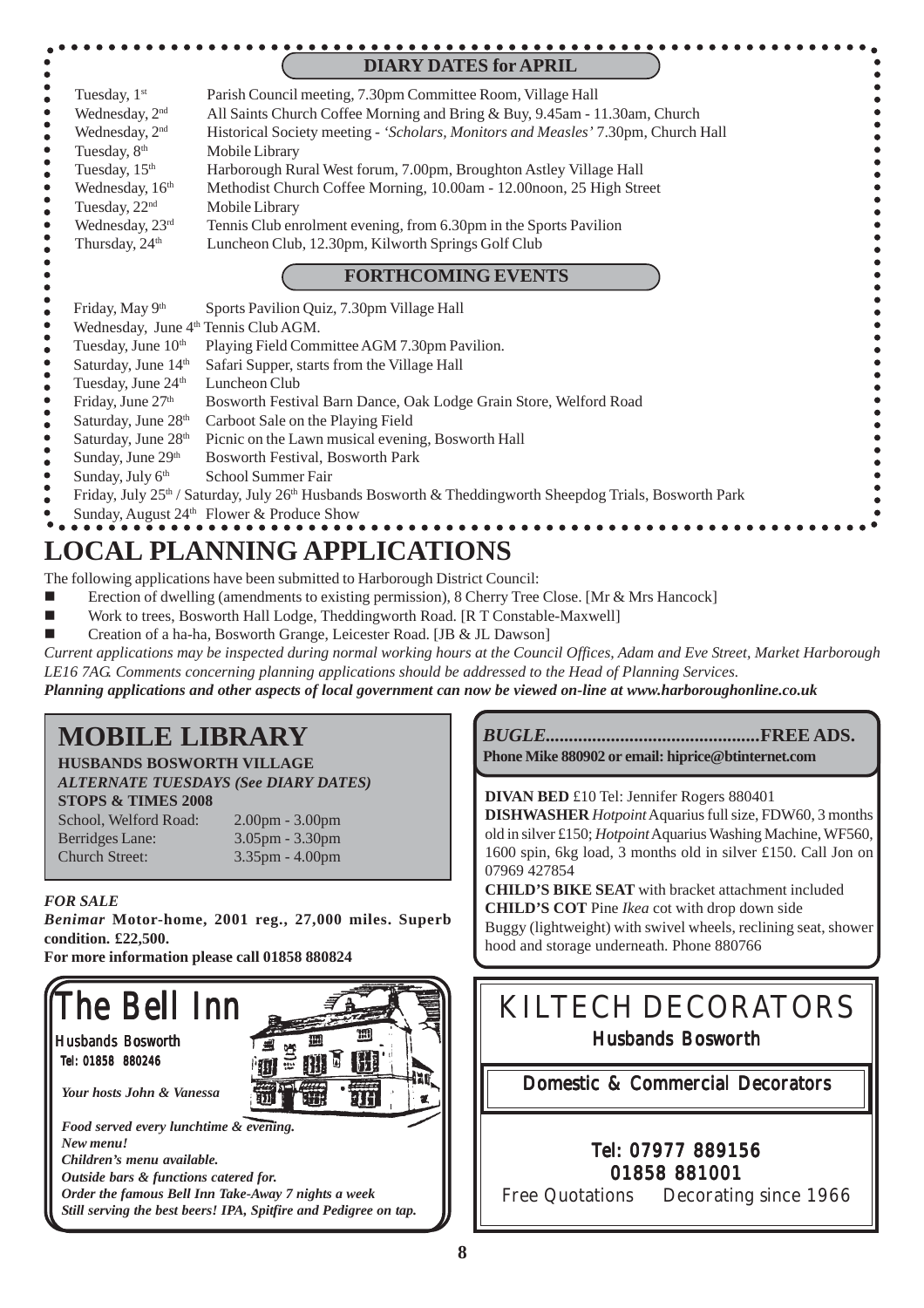## DIARY DATES for APRIL

| | |
|---|---|
| Tuesday, 1st | Parish Council meeting, 7.30pm Committee Room, Village Hall |
| Wednesday, 2nd | All Saints Church Coffee Morning and Bring & Buy, 9.45am - 11.30am, Church |
| Wednesday, 2nd | Historical Society meeting - *'Scholars, Monitors and Measles'* 7.30pm, Church Hall |
| Tuesday, 8th | Mobile Library |
| Tuesday, 15th | Harborough Rural West forum, 7.00pm, Broughton Astley Village Hall |
| Wednesday, 16th | Methodist Church Coffee Morning, 10.00am - 12.00noon, 25 High Street |
| Tuesday, 22nd | Mobile Library |
| Wednesday, 23rd | Tennis Club enrolment evening, from 6.30pm in the Sports Pavilion |
| Thursday, 24th | Luncheon Club, 12.30pm, Kilworth Springs Golf Club |

## FORTHCOMING EVENTS

Friday, May 9th — Sports Pavilion Quiz, 7.30pm Village Hall
Wednesday, June 4th Tennis Club AGM.
Tuesday, June 10th — Playing Field Committee AGM 7.30pm Pavilion.
Saturday, June 14th — Safari Supper, starts from the Village Hall
Tuesday, June 24th — Luncheon Club
Friday, June 27th — Bosworth Festival Barn Dance, Oak Lodge Grain Store, Welford Road
Saturday, June 28th — Carboot Sale on the Playing Field
Saturday, June 28th — Picnic on the Lawn musical evening, Bosworth Hall
Sunday, June 29th — Bosworth Festival, Bosworth Park
Sunday, July 6th — School Summer Fair
Friday, July 25th / Saturday, July 26th Husbands Bosworth & Theddingworth Sheepdog Trials, Bosworth Park
Sunday, August 24th Flower & Produce Show

# LOCAL PLANNING APPLICATIONS

The following applications have been submitted to Harborough District Council:

- Erection of dwelling (amendments to existing permission), 8 Cherry Tree Close. [Mr & Mrs Hancock]
- Work to trees, Bosworth Hall Lodge, Theddingworth Road. [R T Constable-Maxwell]
- Creation of a ha-ha, Bosworth Grange, Leicester Road. [JB & JL Dawson]

*Current applications may be inspected during normal working hours at the Council Offices, Adam and Eve Street, Market Harborough LE16 7AG. Comments concerning planning applications should be addressed to the Head of Planning Services.*
***Planning applications and other aspects of local government can now be viewed on-line at www.harboroughonline.co.uk***

# MOBILE LIBRARY

**HUSBANDS BOSWORTH VILLAGE**
***ALTERNATE TUESDAYS (See DIARY DATES)***
**STOPS & TIMES 2008**

| | |
|---|---|
| School, Welford Road: | 2.00pm - 3.00pm |
| Berridges Lane: | 3.05pm - 3.30pm |
| Church Street: | 3.35pm - 4.00pm |

***FOR SALE***
***Benimar* Motor-home, 2001 reg., 27,000 miles. Superb condition. £22,500.**
**For more information please call 01858 880824**

# The Bell Inn

Husbands Bosworth
Tel: 01858 880246

*Your hosts John & Vanessa*

***Food served every lunchtime & evening.***
***New menu!***
***Children's menu available.***
***Outside bars & functions catered for.***
***Order the famous Bell Inn Take-Away 7 nights a week***
***Still serving the best beers! IPA, Spitfire and Pedigree on tap.***

***BUGLE*..............................................FREE ADS.**
**Phone Mike 880902 or email: hiprice@btinternet.com**

**DIVAN BED** £10 Tel: Jennifer Rogers 880401
**DISHWASHER** *Hotpoint* Aquarius full size, FDW60, 3 months old in silver £150; *Hotpoint* Aquarius Washing Machine, WF560, 1600 spin, 6kg load, 3 months old in silver £150. Call Jon on 07969 427854
**CHILD'S BIKE SEAT** with bracket attachment included
**CHILD'S COT** Pine *Ikea* cot with drop down side
Buggy (lightweight) with swivel wheels, reclining seat, shower hood and storage underneath. Phone 880766

# KILTECH DECORATORS

**Husbands Bosworth**

**Domestic & Commercial Decorators**

**Tel: 07977 889156**
**01858 881001**

Free Quotations    Decorating since 1966